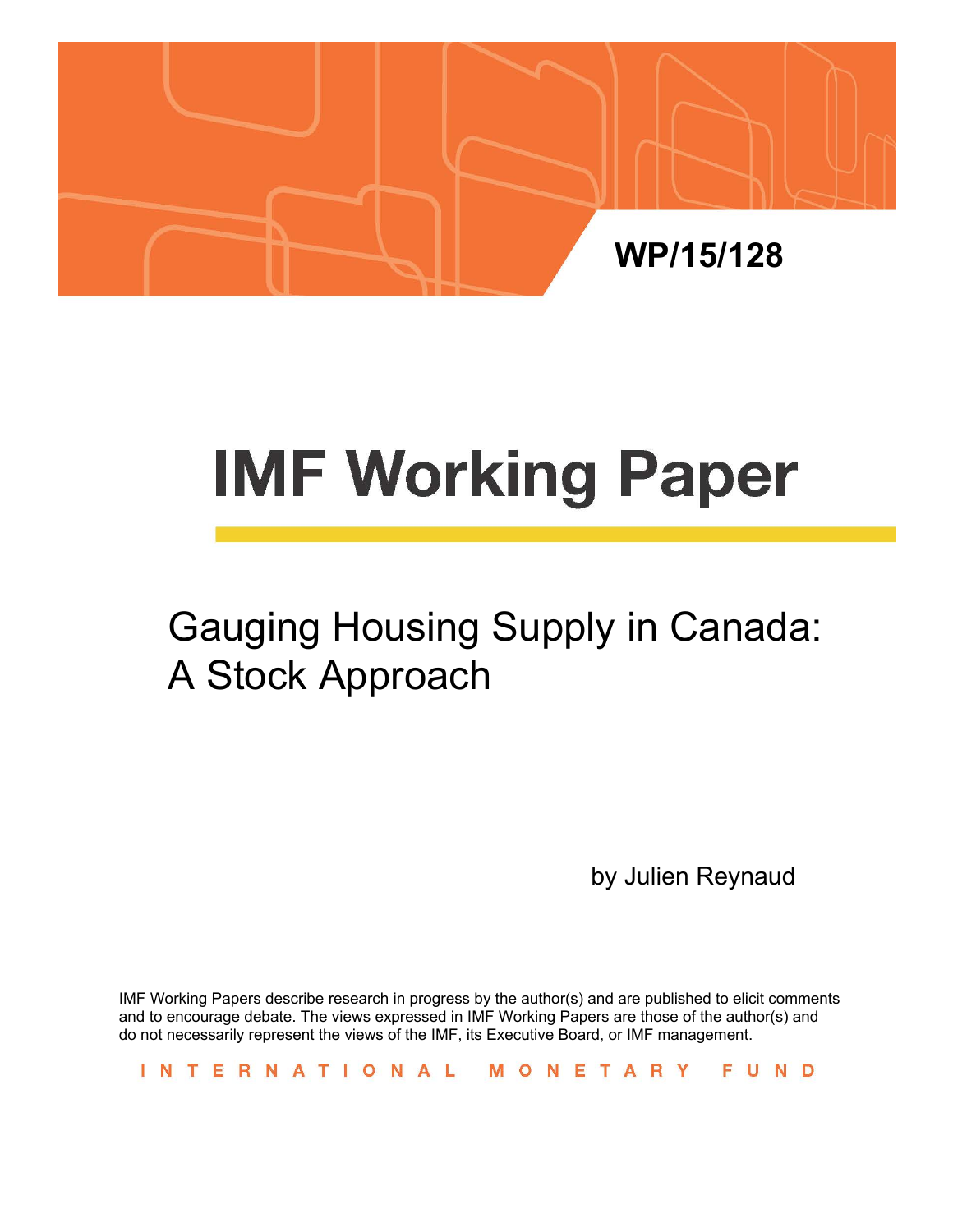WP/15/128

# IMF Working Paper

## Gauging Housing Supply in Canada: A Stock Approach

by Julien Reynaud

IMF Working Papers describe research in progress by the author(s) and are published to elicit comments and to encourage debate. The views expressed in IMF Working Papers are those of the author(s) and do not necessarily represent the views of the IMF, its Executive Board, or IMF management.

INTERNATIONAL MONETARY FUND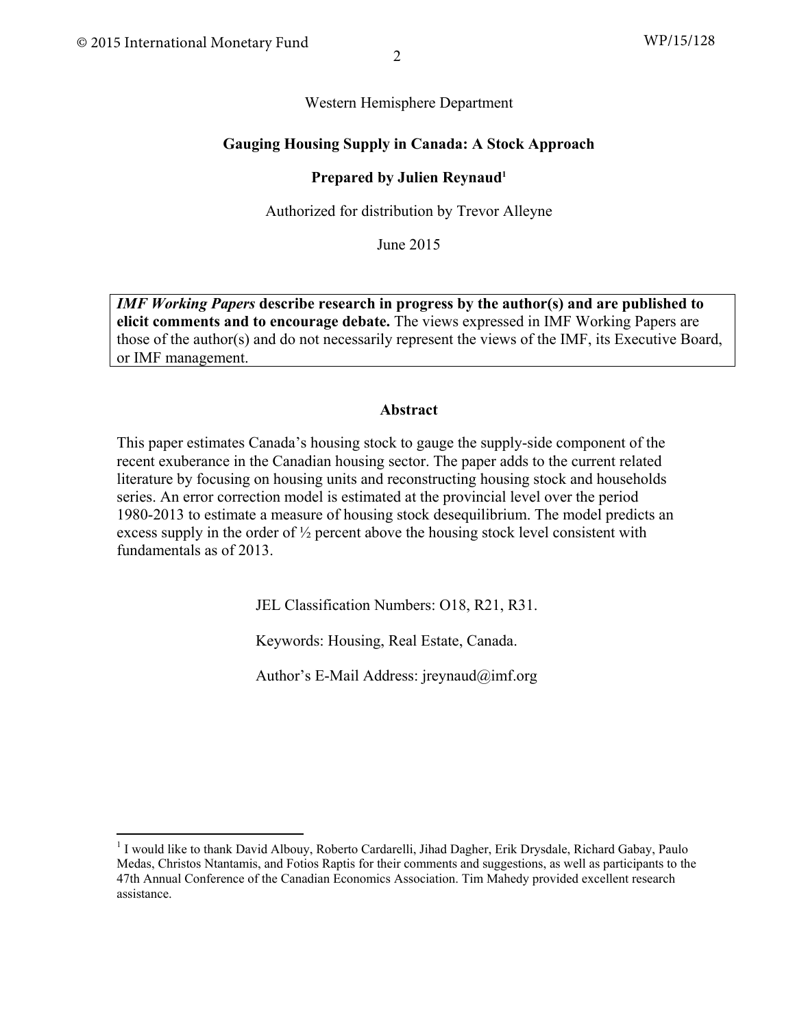Western Hemisphere Department

## Gauging Housing Supply in Canada: A Stock Approach

**Prepared by Julien Reynaud[1]**

Authorized for distribution by Trevor Alleyne

June 2015

***IMF Working Papers* describe research in progress by the author(s) and are published to elicit comments and to encourage debate.** The views expressed in IMF Working Papers are those of the author(s) and do not necessarily represent the views of the IMF, its Executive Board, or IMF management.

### Abstract

This paper estimates Canada's housing stock to gauge the supply-side component of the recent exuberance in the Canadian housing sector. The paper adds to the current related literature by focusing on housing units and reconstructing housing stock and households series. An error correction model is estimated at the provincial level over the period 1980-2013 to estimate a measure of housing stock desequilibrium. The model predicts an excess supply in the order of ½ percent above the housing stock level consistent with fundamentals as of 2013.

JEL Classification Numbers: O18, R21, R31.

Keywords: Housing, Real Estate, Canada.

Author's E-Mail Address: jreynaud@imf.org

[1] I would like to thank David Albouy, Roberto Cardarelli, Jihad Dagher, Erik Drysdale, Richard Gabay, Paulo Medas, Christos Ntantamis, and Fotios Raptis for their comments and suggestions, as well as participants to the 47th Annual Conference of the Canadian Economics Association. Tim Mahedy provided excellent research assistance.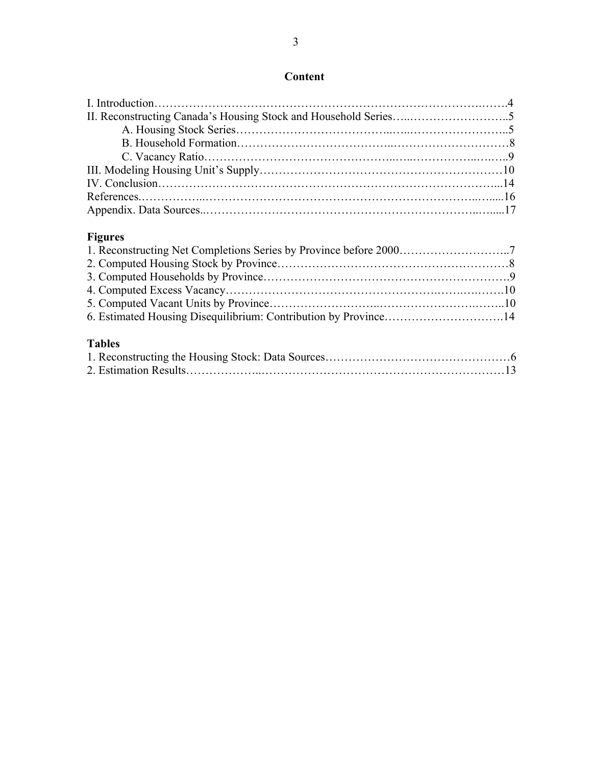## Content

I. Introduction……………………………………………………………………………….…….4
II. Reconstructing Canada's Housing Stock and Household Series…..……………………..5
    A. Housing Stock Series………………………………..…..……………………..5
    B. Household Formation………………………………..………………………8
    C. Vacancy Ratio……………………………………..…..……………..….…..9
III. Modeling Housing Unit's Supply……………………………………………………10
IV. Conclusion…………………………………………………………………………...14
References.……………..………………………………………………………...…....16
Appendix. Data Sources..………………………………………………………..….....17

### Figures

1. Reconstructing Net Completions Series by Province before 2000………………………..7
2. Computed Housing Stock by Province……………………………………………………8
3. Computed Households by Province……………………………………………………….9
4. Computed Excess Vacancy…………………………………………….…….…….…….10
5. Computed Vacant Units by Province……………………..……………………….……..10
6. Estimated Housing Disequilibrium: Contribution by Province………………………….14

### Tables

1. Reconstructing the Housing Stock: Data Sources…………………………………………6
2. Estimation Results………………..………………………………………………………13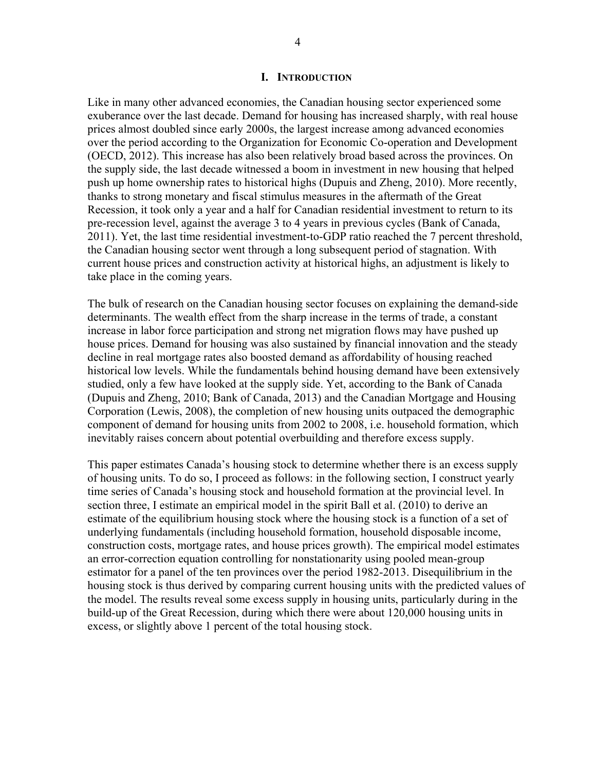# I. INTRODUCTION

Like in many other advanced economies, the Canadian housing sector experienced some exuberance over the last decade. Demand for housing has increased sharply, with real house prices almost doubled since early 2000s, the largest increase among advanced economies over the period according to the Organization for Economic Co-operation and Development (OECD, 2012). This increase has also been relatively broad based across the provinces. On the supply side, the last decade witnessed a boom in investment in new housing that helped push up home ownership rates to historical highs (Dupuis and Zheng, 2010). More recently, thanks to strong monetary and fiscal stimulus measures in the aftermath of the Great Recession, it took only a year and a half for Canadian residential investment to return to its pre-recession level, against the average 3 to 4 years in previous cycles (Bank of Canada, 2011). Yet, the last time residential investment-to-GDP ratio reached the 7 percent threshold, the Canadian housing sector went through a long subsequent period of stagnation. With current house prices and construction activity at historical highs, an adjustment is likely to take place in the coming years.

The bulk of research on the Canadian housing sector focuses on explaining the demand-side determinants. The wealth effect from the sharp increase in the terms of trade, a constant increase in labor force participation and strong net migration flows may have pushed up house prices. Demand for housing was also sustained by financial innovation and the steady decline in real mortgage rates also boosted demand as affordability of housing reached historical low levels. While the fundamentals behind housing demand have been extensively studied, only a few have looked at the supply side. Yet, according to the Bank of Canada (Dupuis and Zheng, 2010; Bank of Canada, 2013) and the Canadian Mortgage and Housing Corporation (Lewis, 2008), the completion of new housing units outpaced the demographic component of demand for housing units from 2002 to 2008, i.e. household formation, which inevitably raises concern about potential overbuilding and therefore excess supply.

This paper estimates Canada's housing stock to determine whether there is an excess supply of housing units. To do so, I proceed as follows: in the following section, I construct yearly time series of Canada's housing stock and household formation at the provincial level. In section three, I estimate an empirical model in the spirit Ball et al. (2010) to derive an estimate of the equilibrium housing stock where the housing stock is a function of a set of underlying fundamentals (including household formation, household disposable income, construction costs, mortgage rates, and house prices growth). The empirical model estimates an error-correction equation controlling for nonstationarity using pooled mean-group estimator for a panel of the ten provinces over the period 1982-2013. Disequilibrium in the housing stock is thus derived by comparing current housing units with the predicted values of the model. The results reveal some excess supply in housing units, particularly during in the build-up of the Great Recession, during which there were about 120,000 housing units in excess, or slightly above 1 percent of the total housing stock.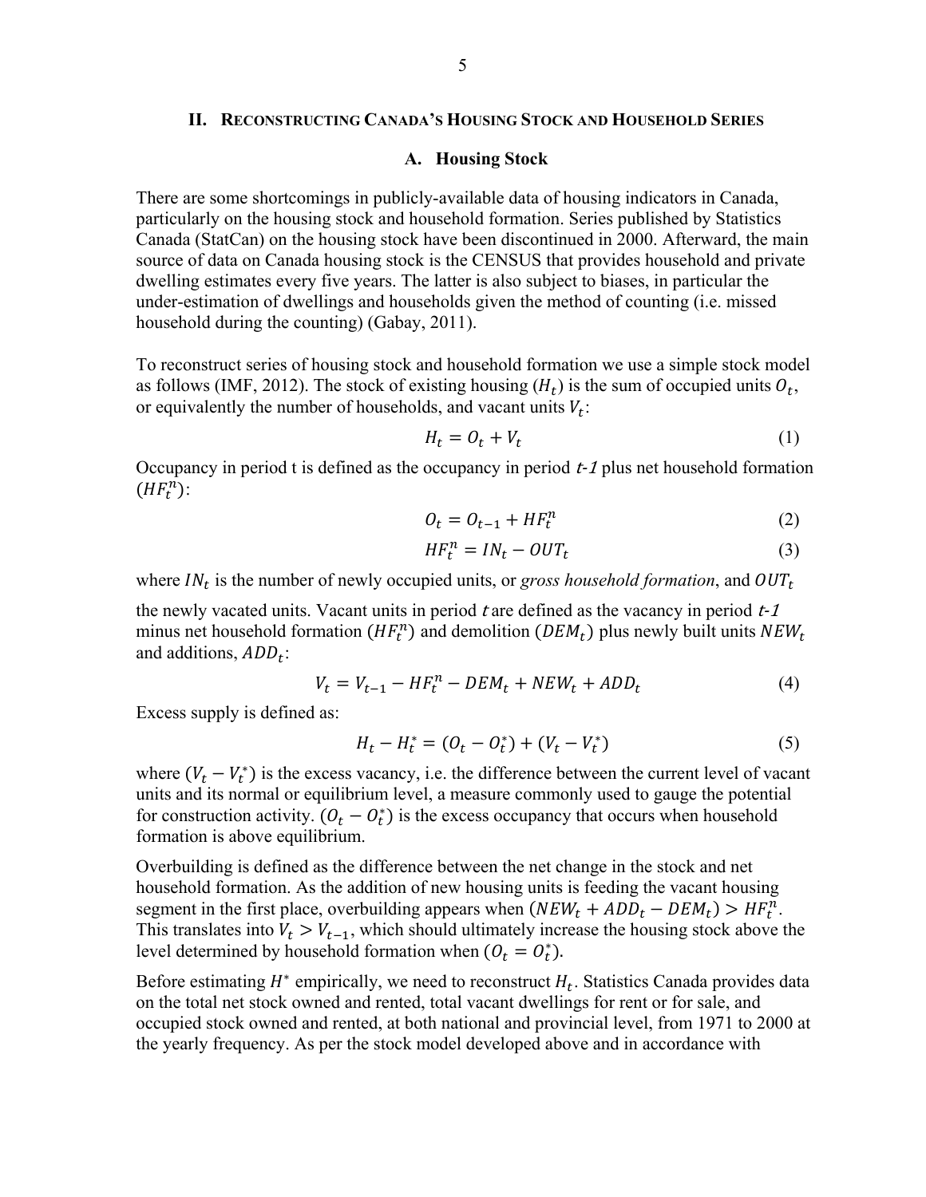## II. Reconstructing Canada's Housing Stock and Household Series

### A. Housing Stock

There are some shortcomings in publicly-available data of housing indicators in Canada, particularly on the housing stock and household formation. Series published by Statistics Canada (StatCan) on the housing stock have been discontinued in 2000. Afterward, the main source of data on Canada housing stock is the CENSUS that provides household and private dwelling estimates every five years. The latter is also subject to biases, in particular the under-estimation of dwellings and households given the method of counting (i.e. missed household during the counting) (Gabay, 2011).

To reconstruct series of housing stock and household formation we use a simple stock model as follows (IMF, 2012). The stock of existing housing ($H_t$) is the sum of occupied units $O_t$, or equivalently the number of households, and vacant units $V_t$:

$$H_t = O_t + V_t \tag{1}$$

Occupancy in period t is defined as the occupancy in period $t$-$1$ plus net household formation ($HF_t^n$):

$$O_t = O_{t-1} + HF_t^n \tag{2}$$

$$HF_t^n = IN_t - OUT_t \tag{3}$$

where $IN_t$ is the number of newly occupied units, or *gross household formation*, and $OUT_t$ the newly vacated units. Vacant units in period $t$ are defined as the vacancy in period $t$-$1$ minus net household formation ($HF_t^n$) and demolition ($DEM_t$) plus newly built units $NEW_t$ and additions, $ADD_t$:

$$V_t = V_{t-1} - HF_t^n - DEM_t + NEW_t + ADD_t \tag{4}$$

Excess supply is defined as:

$$H_t - H_t^* = (O_t - O_t^*) + (V_t - V_t^*) \tag{5}$$

where $(V_t - V_t^*)$ is the excess vacancy, i.e. the difference between the current level of vacant units and its normal or equilibrium level, a measure commonly used to gauge the potential for construction activity. $(O_t - O_t^*)$ is the excess occupancy that occurs when household formation is above equilibrium.

Overbuilding is defined as the difference between the net change in the stock and net household formation. As the addition of new housing units is feeding the vacant housing segment in the first place, overbuilding appears when $(NEW_t + ADD_t - DEM_t) > HF_t^n$. This translates into $V_t > V_{t-1}$, which should ultimately increase the housing stock above the level determined by household formation when ($O_t = O_t^*$).

Before estimating $H^*$ empirically, we need to reconstruct $H_t$. Statistics Canada provides data on the total net stock owned and rented, total vacant dwellings for rent or for sale, and occupied stock owned and rented, at both national and provincial level, from 1971 to 2000 at the yearly frequency. As per the stock model developed above and in accordance with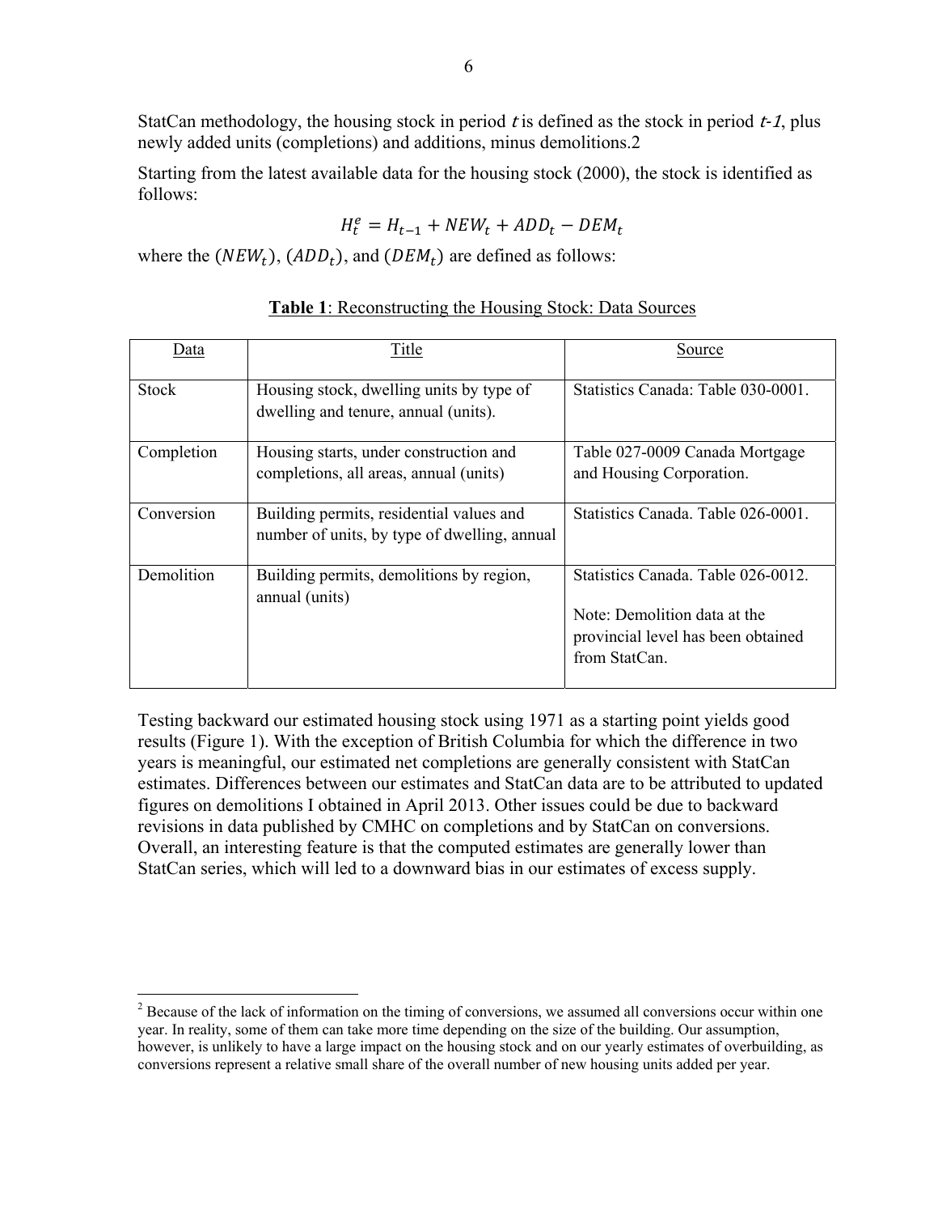StatCan methodology, the housing stock in period $t$ is defined as the stock in period $t$-$1$, plus newly added units (completions) and additions, minus demolitions.[2]

Starting from the latest available data for the housing stock (2000), the stock is identified as follows:

$$H_t^e = H_{t-1} + NEW_t + ADD_t - DEM_t$$

where the $(NEW_t)$, $(ADD_t)$, and $(DEM_t)$ are defined as follows:

**Table 1**: Reconstructing the Housing Stock: Data Sources

| Data | Title | Source |
|---|---|---|
| Stock | Housing stock, dwelling units by type of dwelling and tenure, annual (units). | Statistics Canada: Table 030-0001. |
| Completion | Housing starts, under construction and completions, all areas, annual (units) | Table 027-0009 Canada Mortgage and Housing Corporation. |
| Conversion | Building permits, residential values and number of units, by type of dwelling, annual | Statistics Canada. Table 026-0001. |
| Demolition | Building permits, demolitions by region, annual (units) | Statistics Canada. Table 026-0012. Note: Demolition data at the provincial level has been obtained from StatCan. |

Testing backward our estimated housing stock using 1971 as a starting point yields good results (Figure 1). With the exception of British Columbia for which the difference in two years is meaningful, our estimated net completions are generally consistent with StatCan estimates. Differences between our estimates and StatCan data are to be attributed to updated figures on demolitions I obtained in April 2013. Other issues could be due to backward revisions in data published by CMHC on completions and by StatCan on conversions. Overall, an interesting feature is that the computed estimates are generally lower than StatCan series, which will led to a downward bias in our estimates of excess supply.

[2] Because of the lack of information on the timing of conversions, we assumed all conversions occur within one year. In reality, some of them can take more time depending on the size of the building. Our assumption, however, is unlikely to have a large impact on the housing stock and on our yearly estimates of overbuilding, as conversions represent a relative small share of the overall number of new housing units added per year.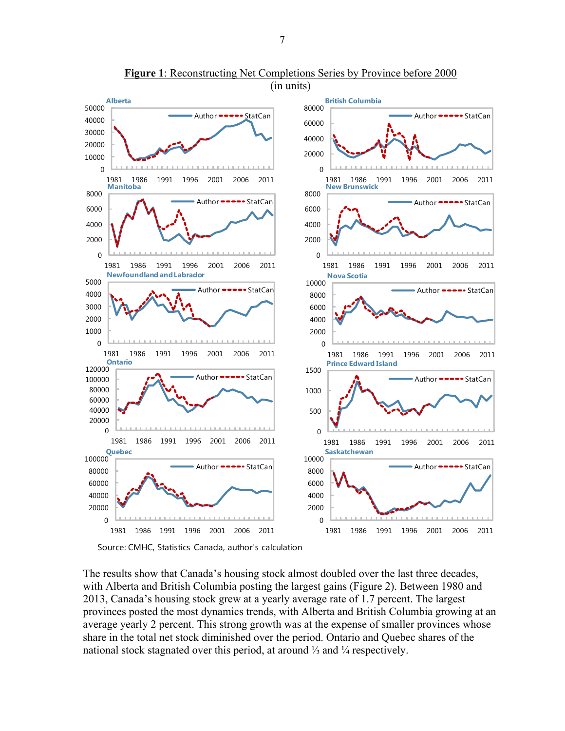**Figure 1**: Reconstructing Net Completions Series by Province before 2000
(in units)

Source: CMHC, Statistics Canada, author's calculation

The results show that Canada's housing stock almost doubled over the last three decades, with Alberta and British Columbia posting the largest gains (Figure 2). Between 1980 and 2013, Canada's housing stock grew at a yearly average rate of 1.7 percent. The largest provinces posted the most dynamics trends, with Alberta and British Columbia growing at an average yearly 2 percent. This strong growth was at the expense of smaller provinces whose share in the total net stock diminished over the period. Ontario and Quebec shares of the national stock stagnated over this period, at around ⅓ and ¼ respectively.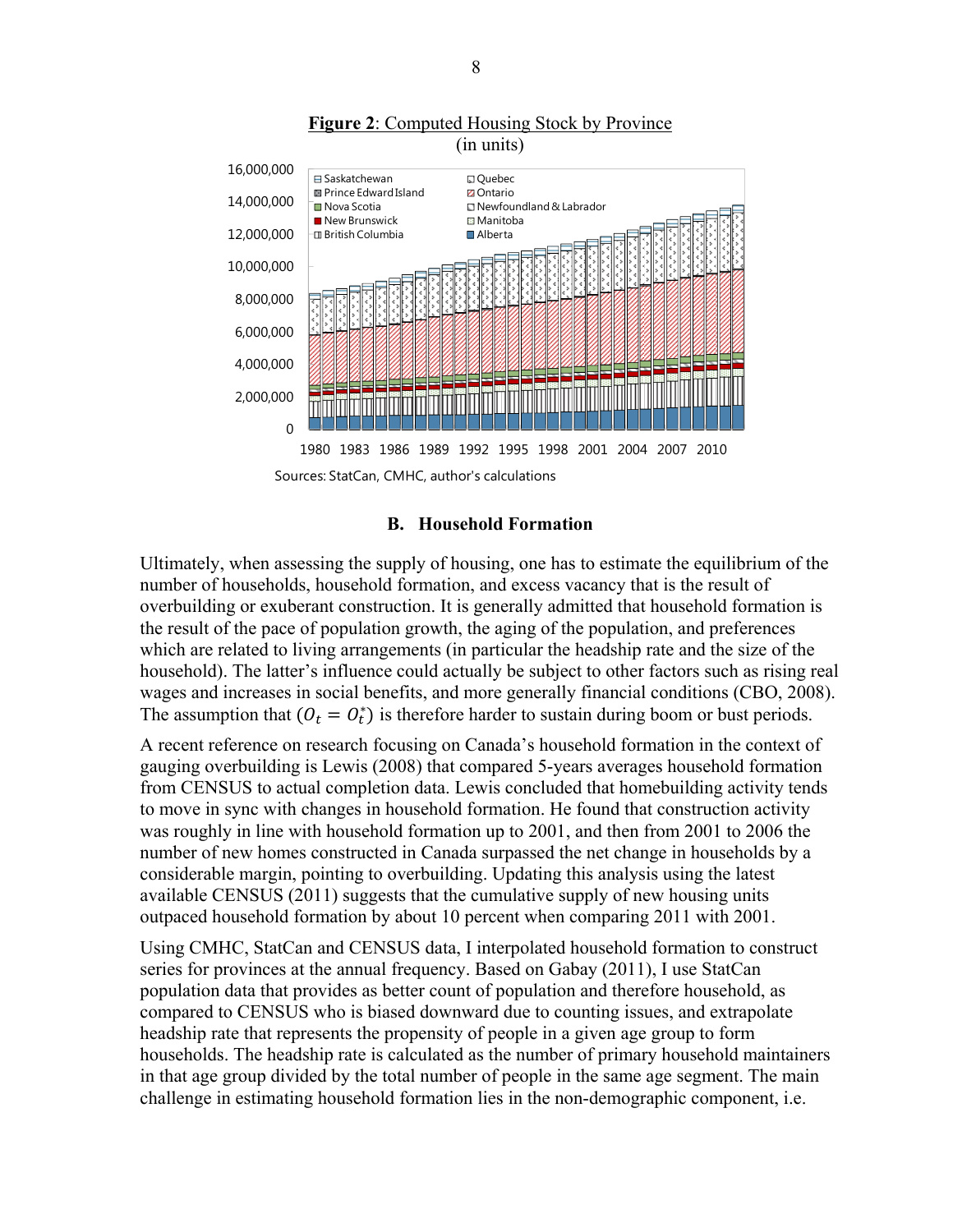**Figure 2**: Computed Housing Stock by Province
(in units)

Sources: StatCan, CMHC, author's calculations

### B. Household Formation

Ultimately, when assessing the supply of housing, one has to estimate the equilibrium of the number of households, household formation, and excess vacancy that is the result of overbuilding or exuberant construction. It is generally admitted that household formation is the result of the pace of population growth, the aging of the population, and preferences which are related to living arrangements (in particular the headship rate and the size of the household). The latter's influence could actually be subject to other factors such as rising real wages and increases in social benefits, and more generally financial conditions (CBO, 2008). The assumption that ($O_t = O_t^*$) is therefore harder to sustain during boom or bust periods.

A recent reference on research focusing on Canada's household formation in the context of gauging overbuilding is Lewis (2008) that compared 5-years averages household formation from CENSUS to actual completion data. Lewis concluded that homebuilding activity tends to move in sync with changes in household formation. He found that construction activity was roughly in line with household formation up to 2001, and then from 2001 to 2006 the number of new homes constructed in Canada surpassed the net change in households by a considerable margin, pointing to overbuilding. Updating this analysis using the latest available CENSUS (2011) suggests that the cumulative supply of new housing units outpaced household formation by about 10 percent when comparing 2011 with 2001.

Using CMHC, StatCan and CENSUS data, I interpolated household formation to construct series for provinces at the annual frequency. Based on Gabay (2011), I use StatCan population data that provides as better count of population and therefore household, as compared to CENSUS who is biased downward due to counting issues, and extrapolate headship rate that represents the propensity of people in a given age group to form households. The headship rate is calculated as the number of primary household maintainers in that age group divided by the total number of people in the same age segment. The main challenge in estimating household formation lies in the non-demographic component, i.e.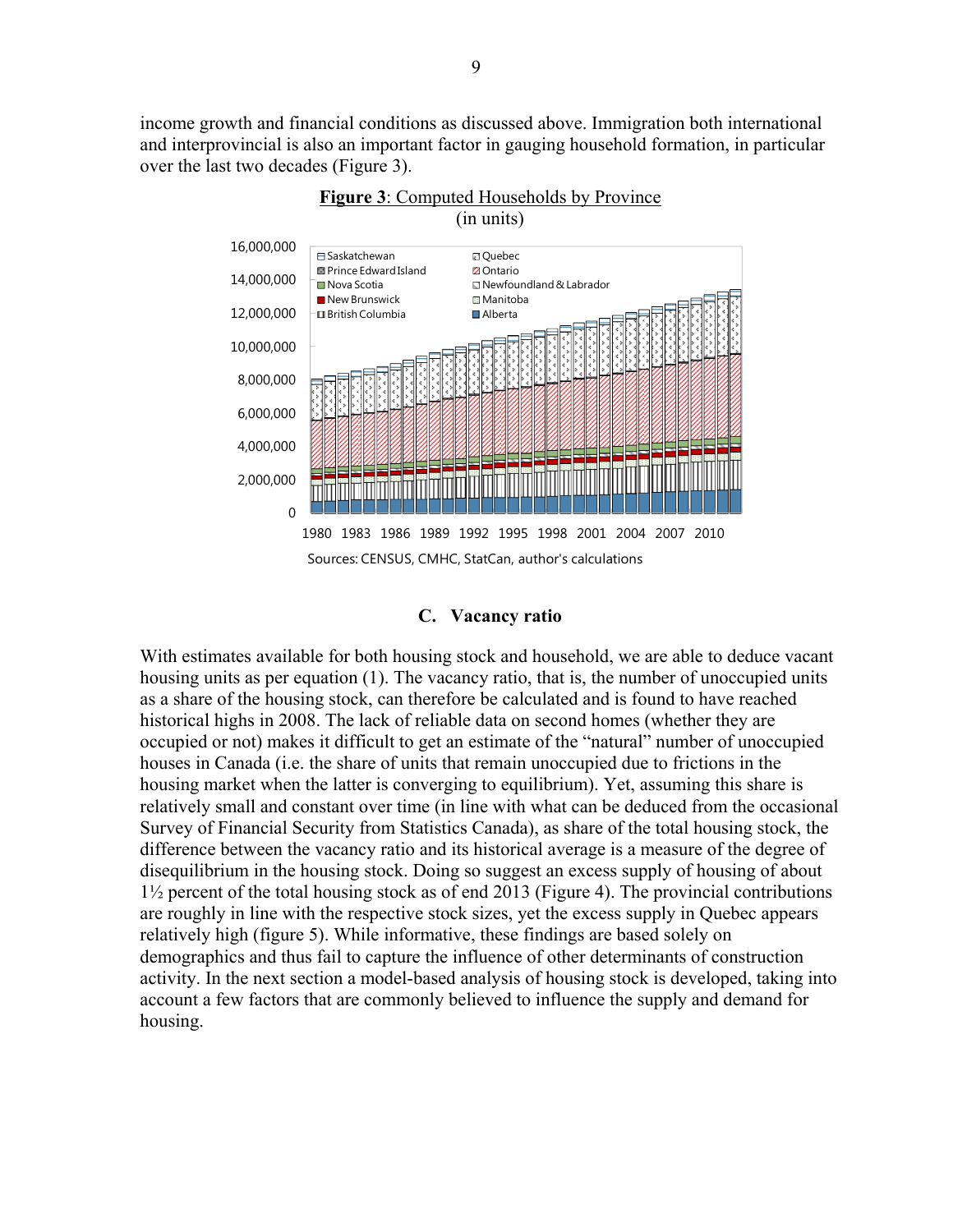income growth and financial conditions as discussed above. Immigration both international and interprovincial is also an important factor in gauging household formation, in particular over the last two decades (Figure 3).

**Figure 3**: Computed Households by Province
(in units)

Sources: CENSUS, CMHC, StatCan, author's calculations

## C. Vacancy ratio

With estimates available for both housing stock and household, we are able to deduce vacant housing units as per equation (1). The vacancy ratio, that is, the number of unoccupied units as a share of the housing stock, can therefore be calculated and is found to have reached historical highs in 2008. The lack of reliable data on second homes (whether they are occupied or not) makes it difficult to get an estimate of the "natural" number of unoccupied houses in Canada (i.e. the share of units that remain unoccupied due to frictions in the housing market when the latter is converging to equilibrium). Yet, assuming this share is relatively small and constant over time (in line with what can be deduced from the occasional Survey of Financial Security from Statistics Canada), as share of the total housing stock, the difference between the vacancy ratio and its historical average is a measure of the degree of disequilibrium in the housing stock. Doing so suggest an excess supply of housing of about 1½ percent of the total housing stock as of end 2013 (Figure 4). The provincial contributions are roughly in line with the respective stock sizes, yet the excess supply in Quebec appears relatively high (figure 5). While informative, these findings are based solely on demographics and thus fail to capture the influence of other determinants of construction activity. In the next section a model-based analysis of housing stock is developed, taking into account a few factors that are commonly believed to influence the supply and demand for housing.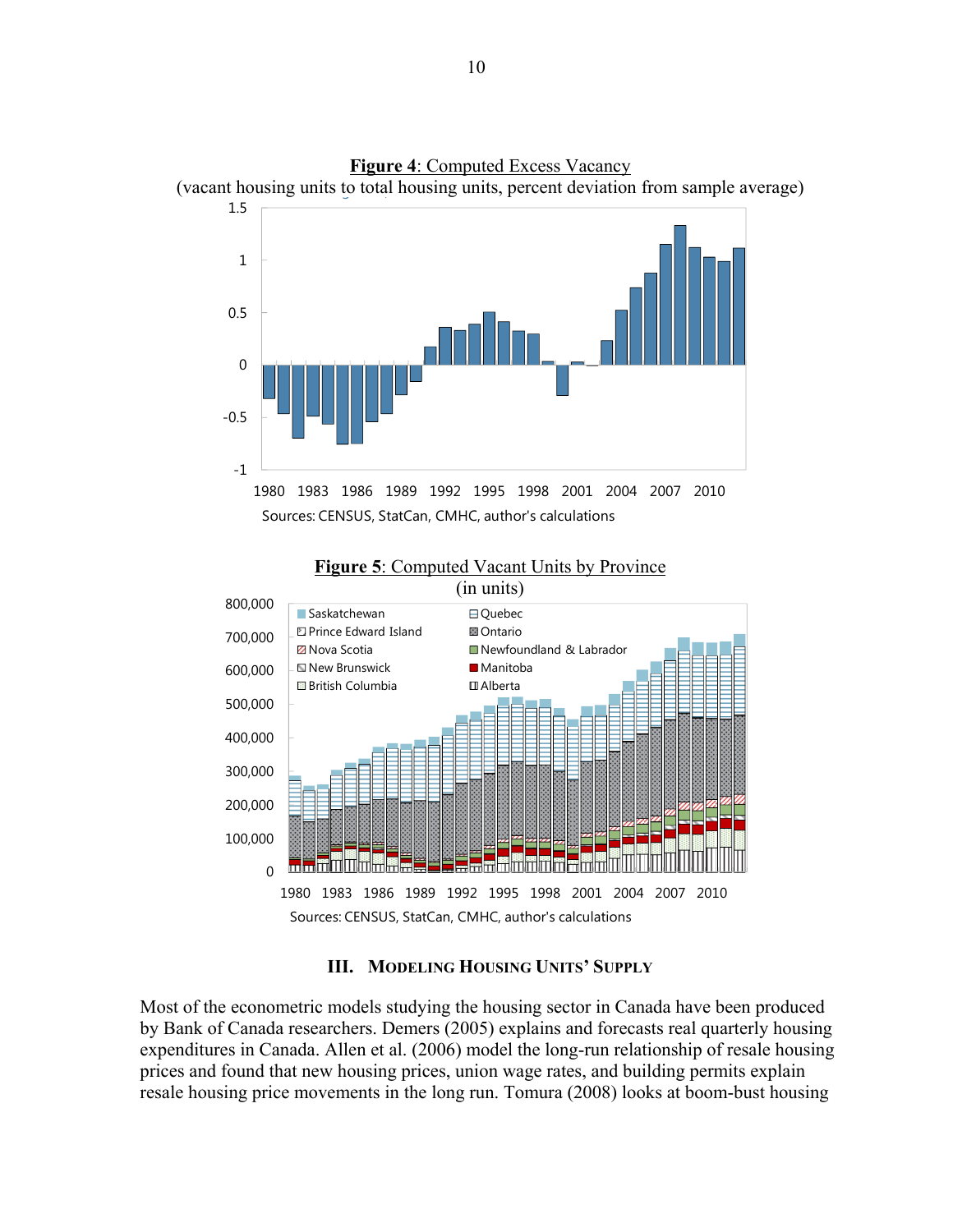**Figure 4**: Computed Excess Vacancy
(vacant housing units to total housing units, percent deviation from sample average)

Sources: CENSUS, StatCan, CMHC, author's calculations

**Figure 5**: Computed Vacant Units by Province
(in units)

Sources: CENSUS, StatCan, CMHC, author's calculations

## III. Modeling Housing Units' Supply

Most of the econometric models studying the housing sector in Canada have been produced by Bank of Canada researchers. Demers (2005) explains and forecasts real quarterly housing expenditures in Canada. Allen et al. (2006) model the long-run relationship of resale housing prices and found that new housing prices, union wage rates, and building permits explain resale housing price movements in the long run. Tomura (2008) looks at boom-bust housing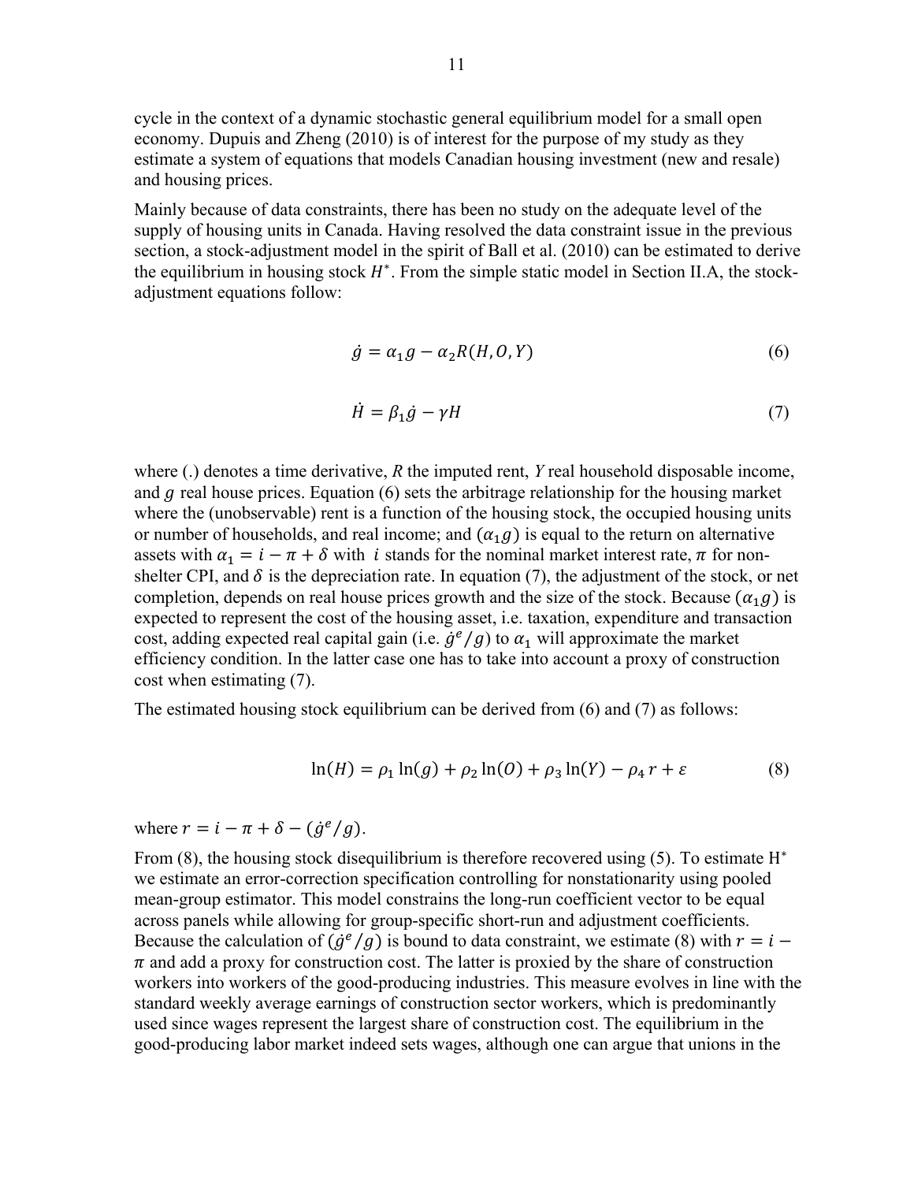cycle in the context of a dynamic stochastic general equilibrium model for a small open economy. Dupuis and Zheng (2010) is of interest for the purpose of my study as they estimate a system of equations that models Canadian housing investment (new and resale) and housing prices.

Mainly because of data constraints, there has been no study on the adequate level of the supply of housing units in Canada. Having resolved the data constraint issue in the previous section, a stock-adjustment model in the spirit of Ball et al. (2010) can be estimated to derive the equilibrium in housing stock $H^{*}$. From the simple static model in Section II.A, the stock-adjustment equations follow:

$$\dot{g} = \alpha_1 g - \alpha_2 R(H, O, Y) \tag{6}$$

$$\dot{H} = \beta_1 \dot{g} - \gamma H \tag{7}$$

where (.) denotes a time derivative, $R$ the imputed rent, $Y$ real household disposable income, and $g$ real house prices. Equation (6) sets the arbitrage relationship for the housing market where the (unobservable) rent is a function of the housing stock, the occupied housing units or number of households, and real income; and $(\alpha_1 g)$ is equal to the return on alternative assets with $\alpha_1 = i - \pi + \delta$ with $i$ stands for the nominal market interest rate, $\pi$ for non-shelter CPI, and $\delta$ is the depreciation rate. In equation (7), the adjustment of the stock, or net completion, depends on real house prices growth and the size of the stock. Because $(\alpha_1 g)$ is expected to represent the cost of the housing asset, i.e. taxation, expenditure and transaction cost, adding expected real capital gain (i.e. $\dot{g}^e/g$) to $\alpha_1$ will approximate the market efficiency condition. In the latter case one has to take into account a proxy of construction cost when estimating (7).

The estimated housing stock equilibrium can be derived from (6) and (7) as follows:

$$\ln(H) = \rho_1 \ln(g) + \rho_2 \ln(O) + \rho_3 \ln(Y) - \rho_4 r + \varepsilon \tag{8}$$

where $r = i - \pi + \delta - (\dot{g}^e/g)$.

From (8), the housing stock disequilibrium is therefore recovered using (5). To estimate $H^{*}$ we estimate an error-correction specification controlling for nonstationarity using pooled mean-group estimator. This model constrains the long-run coefficient vector to be equal across panels while allowing for group-specific short-run and adjustment coefficients. Because the calculation of $(\dot{g}^e/g)$ is bound to data constraint, we estimate (8) with $r = i - \pi$ and add a proxy for construction cost. The latter is proxied by the share of construction workers into workers of the good-producing industries. This measure evolves in line with the standard weekly average earnings of construction sector workers, which is predominantly used since wages represent the largest share of construction cost. The equilibrium in the good-producing labor market indeed sets wages, although one can argue that unions in the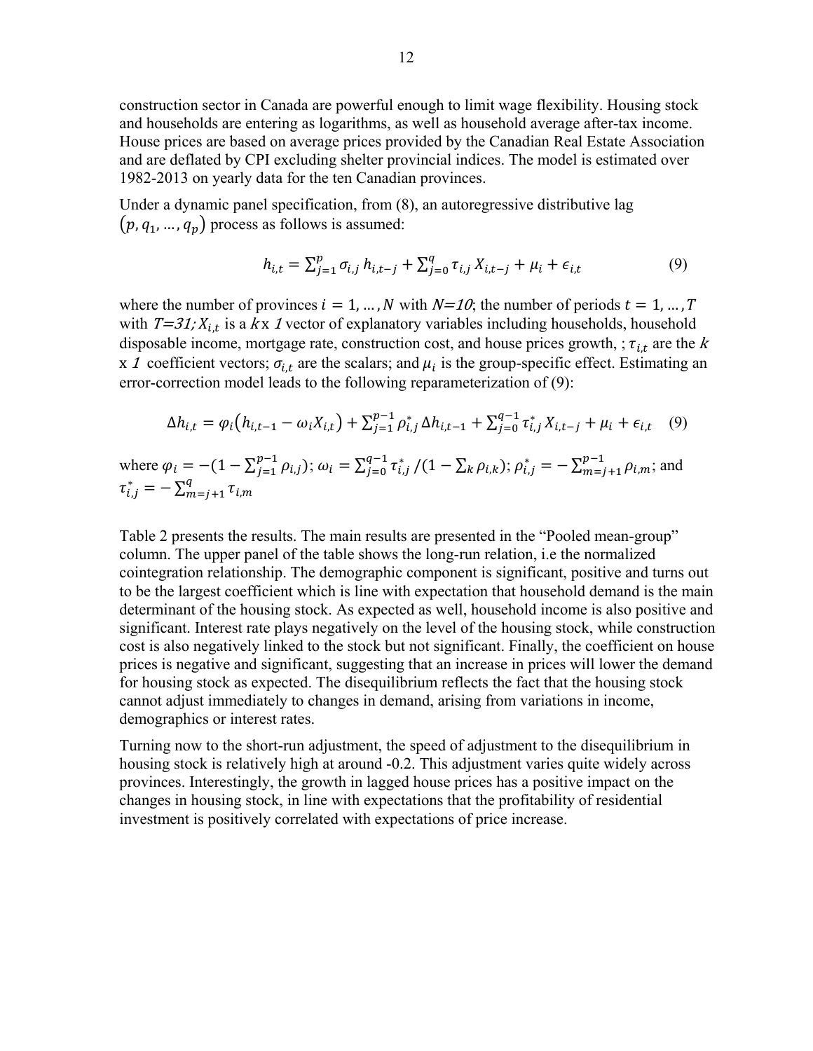construction sector in Canada are powerful enough to limit wage flexibility. Housing stock and households are entering as logarithms, as well as household average after-tax income. House prices are based on average prices provided by the Canadian Real Estate Association and are deflated by CPI excluding shelter provincial indices. The model is estimated over 1982-2013 on yearly data for the ten Canadian provinces.

Under a dynamic panel specification, from (8), an autoregressive distributive lag $(p, q_1, \dots, q_p)$ process as follows is assumed:

$$h_{i,t} = \sum_{j=1}^{p} \sigma_{i,j}\, h_{i,t-j} + \sum_{j=0}^{q} \tau_{i,j}\, X_{i,t-j} + \mu_i + \epsilon_{i,t} \tag{9}$$

where the number of provinces $i = 1, \dots, N$ with $N$=*10*; the number of periods $t = 1, \dots, T$ with $T$=*31;* $X_{i,t}$ is a $k$x *1* vector of explanatory variables including households, household disposable income, mortgage rate, construction cost, and house prices growth, ; $\tau_{i,t}$ are the $k$ x *1* coefficient vectors; $\sigma_{i,t}$ are the scalars; and $\mu_i$ is the group-specific effect. Estimating an error-correction model leads to the following reparameterization of (9):

$$\Delta h_{i,t} = \varphi_i\left(h_{i,t-1} - \omega_i X_{i,t}\right) + \sum_{j=1}^{p-1} \rho_{i,j}^{*}\, \Delta h_{i,t-1} + \sum_{j=0}^{q-1} \tau_{i,j}^{*}\, X_{i,t-j} + \mu_i + \epsilon_{i,t} \quad (9)$$

where $\varphi_i = -(1 - \sum_{j=1}^{p-1} \rho_{i,j})$; $\omega_i = \sum_{j=0}^{q-1} \tau_{i,j}^{*} / (1 - \sum_k \rho_{i,k})$; $\rho_{i,j}^{*} = -\sum_{m=j+1}^{p-1} \rho_{i,m}$; and $\tau_{i,j}^{*} = -\sum_{m=j+1}^{q} \tau_{i,m}$

Table 2 presents the results. The main results are presented in the "Pooled mean-group" column. The upper panel of the table shows the long-run relation, i.e the normalized cointegration relationship. The demographic component is significant, positive and turns out to be the largest coefficient which is line with expectation that household demand is the main determinant of the housing stock. As expected as well, household income is also positive and significant. Interest rate plays negatively on the level of the housing stock, while construction cost is also negatively linked to the stock but not significant. Finally, the coefficient on house prices is negative and significant, suggesting that an increase in prices will lower the demand for housing stock as expected. The disequilibrium reflects the fact that the housing stock cannot adjust immediately to changes in demand, arising from variations in income, demographics or interest rates.

Turning now to the short-run adjustment, the speed of adjustment to the disequilibrium in housing stock is relatively high at around -0.2. This adjustment varies quite widely across provinces. Interestingly, the growth in lagged house prices has a positive impact on the changes in housing stock, in line with expectations that the profitability of residential investment is positively correlated with expectations of price increase.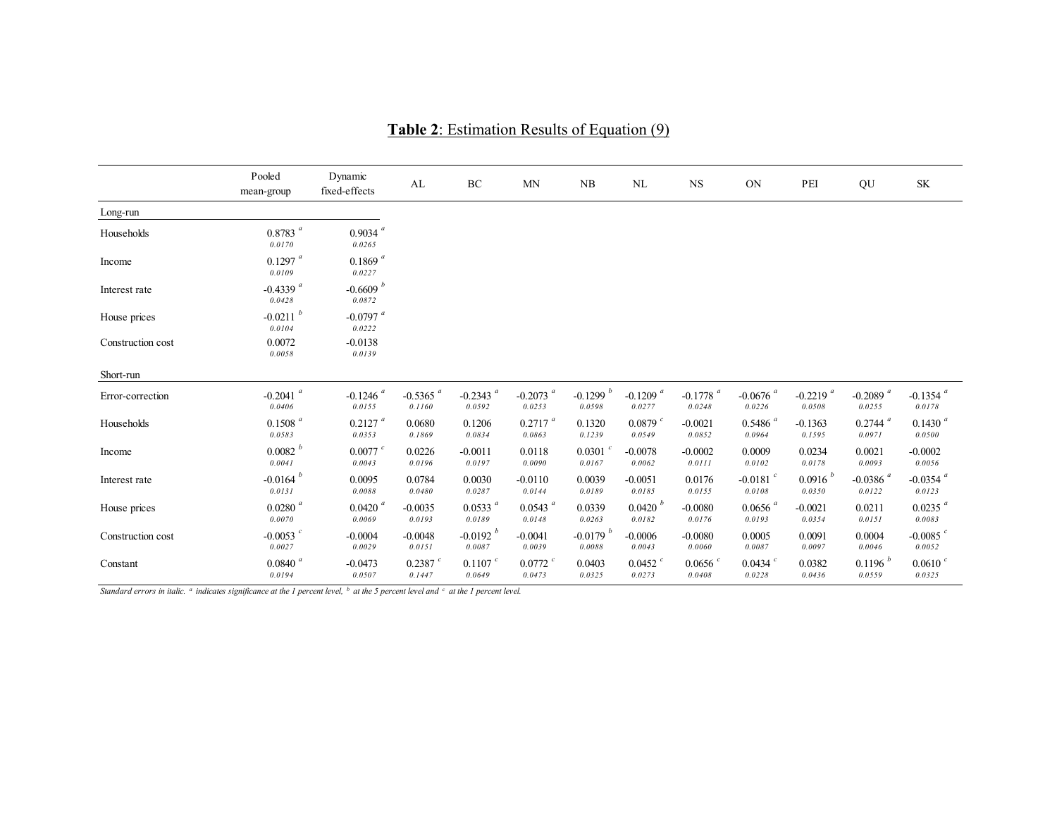**Table 2**: Estimation Results of Equation (9)

| | Pooled mean-group | Dynamic fixed-effects | AL | BC | MN | NB | NL | NS | ON | PEI | QU | SK |
|---|---|---|---|---|---|---|---|---|---|---|---|---|
| Long-run | | | | | | | | | | | | |
| Households | 0.8783 [a] *0.0170* | 0.9034 [a] *0.0265* | | | | | | | | | | |
| Income | 0.1297 [a] *0.0109* | 0.1869 [a] *0.0227* | | | | | | | | | | |
| Interest rate | -0.4339 [a] *0.0428* | -0.6609 [b] *0.0872* | | | | | | | | | | |
| House prices | -0.0211 [b] *0.0104* | -0.0797 [a] *0.0222* | | | | | | | | | | |
| Construction cost | 0.0072 *0.0058* | -0.0138 *0.0139* | | | | | | | | | | |
| Short-run | | | | | | | | | | | | |
| Error-correction | -0.2041 [a] *0.0406* | -0.1246 [a] *0.0155* | -0.5365 [a] *0.1160* | -0.2343 [a] *0.0592* | -0.2073 [a] *0.0253* | -0.1299 [b] *0.0598* | -0.1209 [a] *0.0277* | -0.1778 [a] *0.0248* | -0.0676 [a] *0.0226* | -0.2219 [a] *0.0508* | -0.2089 [a] *0.0255* | -0.1354 [a] *0.0178* |
| Households | 0.1508 [a] *0.0583* | 0.2127 [a] *0.0353* | 0.0680 *0.1869* | 0.1206 *0.0834* | 0.2717 [a] *0.0863* | 0.1320 *0.1239* | 0.0879 [c] *0.0549* | -0.0021 *0.0852* | 0.5486 [a] *0.0964* | -0.1363 *0.1595* | 0.2744 [a] *0.0971* | 0.1430 [a] *0.0500* |
| Income | 0.0082 [b] *0.0041* | 0.0077 [c] *0.0043* | 0.0226 *0.0196* | -0.0011 *0.0197* | 0.0118 *0.0090* | 0.0301 [c] *0.0167* | -0.0078 *0.0062* | -0.0002 *0.0111* | 0.0009 *0.0102* | 0.0234 *0.0178* | 0.0021 *0.0093* | -0.0002 *0.0056* |
| Interest rate | -0.0164 [b] *0.0131* | 0.0095 *0.0088* | 0.0784 *0.0480* | 0.0030 *0.0287* | -0.0110 *0.0144* | 0.0039 *0.0189* | -0.0051 *0.0185* | 0.0176 *0.0155* | -0.0181 [c] *0.0108* | 0.0916 [b] *0.0350* | -0.0386 [a] *0.0122* | -0.0354 [a] *0.0123* |
| House prices | 0.0280 [a] *0.0070* | 0.0420 [a] *0.0069* | -0.0035 *0.0193* | 0.0533 [a] *0.0189* | 0.0543 [a] *0.0148* | 0.0339 *0.0263* | 0.0420 [b] *0.0182* | -0.0080 *0.0176* | 0.0656 [a] *0.0193* | -0.0021 *0.0354* | 0.0211 *0.0151* | 0.0235 [a] *0.0083* |
| Construction cost | -0.0053 [c] *0.0027* | -0.0004 *0.0029* | -0.0048 *0.0151* | -0.0192 [b] *0.0087* | -0.0041 *0.0039* | -0.0179 [b] *0.0088* | -0.0006 *0.0043* | -0.0080 *0.0060* | 0.0005 *0.0087* | 0.0091 *0.0097* | 0.0004 *0.0046* | -0.0085 [c] *0.0052* |
| Constant | 0.0840 [a] *0.0194* | -0.0473 *0.0507* | 0.2387 [c] *0.1447* | 0.1107 [c] *0.0649* | 0.0772 [c] *0.0473* | 0.0403 *0.0325* | 0.0452 [c] *0.0273* | 0.0656 [c] *0.0408* | 0.0434 [c] *0.0228* | 0.0382 *0.0436* | 0.1196 [b] *0.0559* | 0.0610 [c] *0.0325* |

*Standard errors in italic. [a] indicates significance at the 1 percent level, [b] at the 5 percent level and [c] at the 1 percent level.*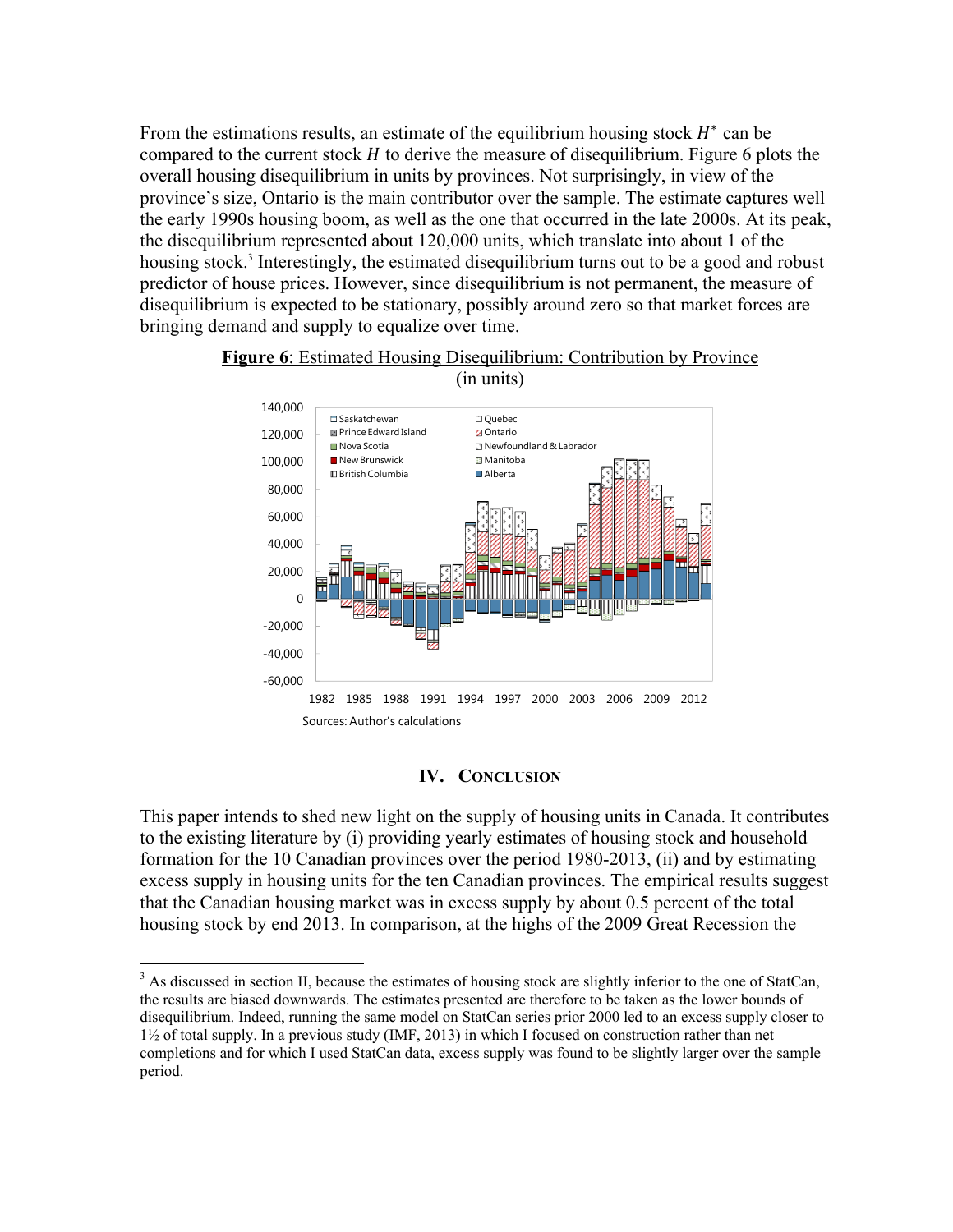From the estimations results, an estimate of the equilibrium housing stock $H^*$ can be compared to the current stock $H$ to derive the measure of disequilibrium. Figure 6 plots the overall housing disequilibrium in units by provinces. Not surprisingly, in view of the province's size, Ontario is the main contributor over the sample. The estimate captures well the early 1990s housing boom, as well as the one that occurred in the late 2000s. At its peak, the disequilibrium represented about 120,000 units, which translate into about 1 of the housing stock.[3] Interestingly, the estimated disequilibrium turns out to be a good and robust predictor of house prices. However, since disequilibrium is not permanent, the measure of disequilibrium is expected to be stationary, possibly around zero so that market forces are bringing demand and supply to equalize over time.

**Figure 6**: Estimated Housing Disequilibrium: Contribution by Province
(in units)

Sources: Author's calculations

## IV. Conclusion

This paper intends to shed new light on the supply of housing units in Canada. It contributes to the existing literature by (i) providing yearly estimates of housing stock and household formation for the 10 Canadian provinces over the period 1980-2013, (ii) and by estimating excess supply in housing units for the ten Canadian provinces. The empirical results suggest that the Canadian housing market was in excess supply by about 0.5 percent of the total housing stock by end 2013. In comparison, at the highs of the 2009 Great Recession the

[3] As discussed in section II, because the estimates of housing stock are slightly inferior to the one of StatCan, the results are biased downwards. The estimates presented are therefore to be taken as the lower bounds of disequilibrium. Indeed, running the same model on StatCan series prior 2000 led to an excess supply closer to 1½ of total supply. In a previous study (IMF, 2013) in which I focused on construction rather than net completions and for which I used StatCan data, excess supply was found to be slightly larger over the sample period.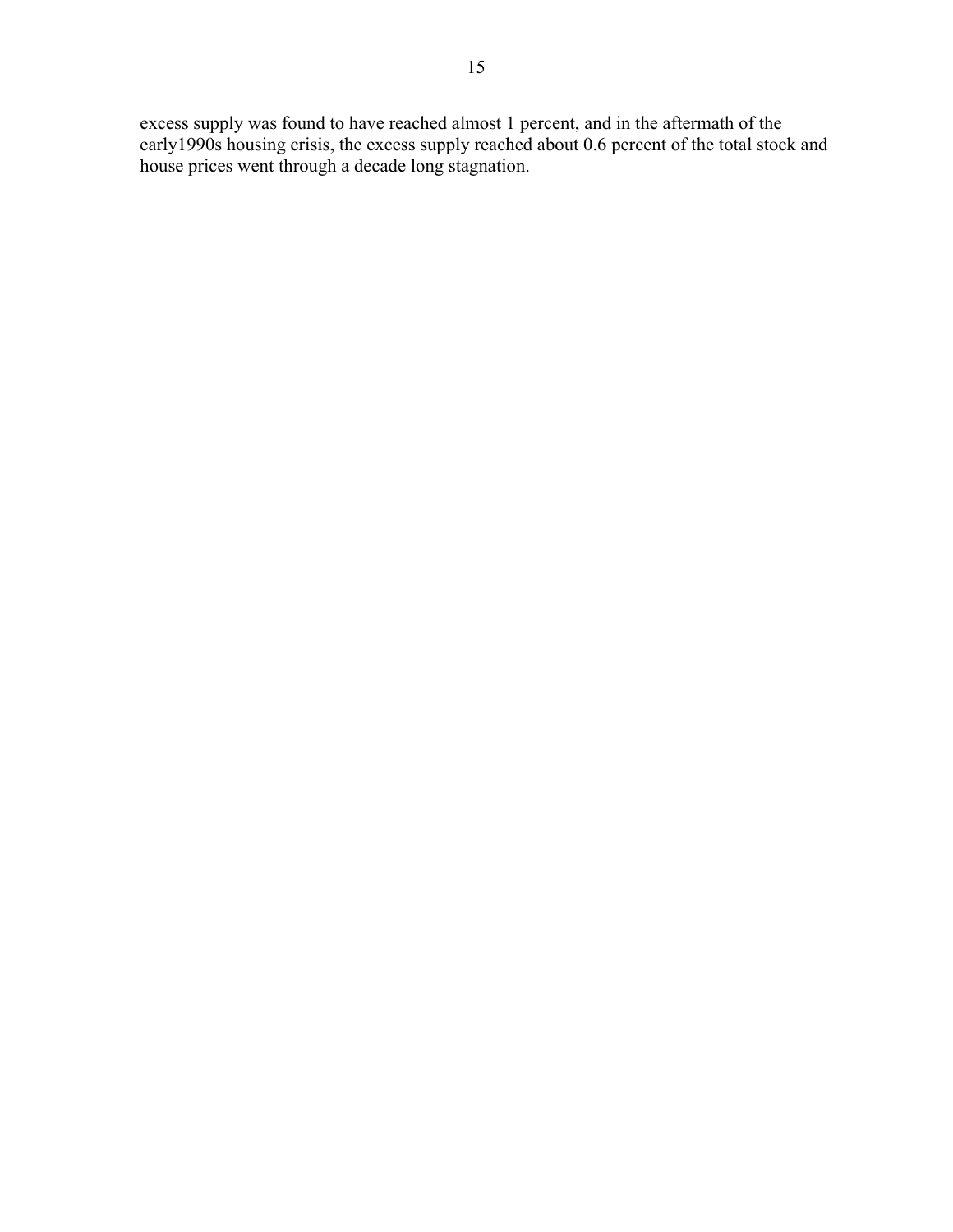excess supply was found to have reached almost 1 percent, and in the aftermath of the early1990s housing crisis, the excess supply reached about 0.6 percent of the total stock and house prices went through a decade long stagnation.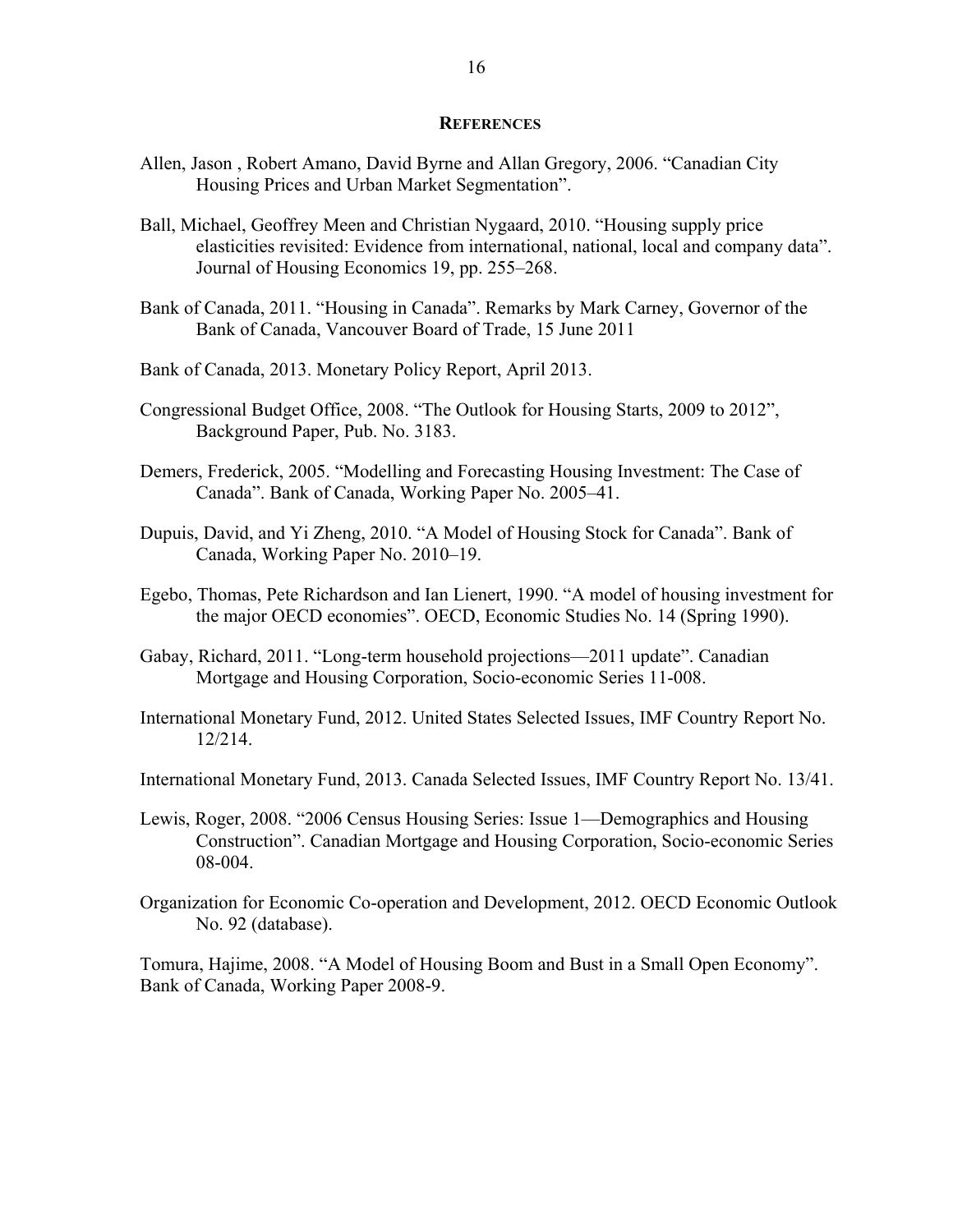## REFERENCES

Allen, Jason , Robert Amano, David Byrne and Allan Gregory, 2006. "Canadian City Housing Prices and Urban Market Segmentation".

Ball, Michael, Geoffrey Meen and Christian Nygaard, 2010. "Housing supply price elasticities revisited: Evidence from international, national, local and company data". Journal of Housing Economics 19, pp. 255–268.

Bank of Canada, 2011. "Housing in Canada". Remarks by Mark Carney, Governor of the Bank of Canada, Vancouver Board of Trade, 15 June 2011

Bank of Canada, 2013. Monetary Policy Report, April 2013.

Congressional Budget Office, 2008. "The Outlook for Housing Starts, 2009 to 2012", Background Paper, Pub. No. 3183.

Demers, Frederick, 2005. "Modelling and Forecasting Housing Investment: The Case of Canada". Bank of Canada, Working Paper No. 2005–41.

Dupuis, David, and Yi Zheng, 2010. "A Model of Housing Stock for Canada". Bank of Canada, Working Paper No. 2010–19.

Egebo, Thomas, Pete Richardson and Ian Lienert, 1990. "A model of housing investment for the major OECD economies". OECD, Economic Studies No. 14 (Spring 1990).

Gabay, Richard, 2011. "Long-term household projections—2011 update". Canadian Mortgage and Housing Corporation, Socio-economic Series 11-008.

International Monetary Fund, 2012. United States Selected Issues, IMF Country Report No. 12/214.

International Monetary Fund, 2013. Canada Selected Issues, IMF Country Report No. 13/41.

Lewis, Roger, 2008. "2006 Census Housing Series: Issue 1—Demographics and Housing Construction". Canadian Mortgage and Housing Corporation, Socio-economic Series 08-004.

Organization for Economic Co-operation and Development, 2012. OECD Economic Outlook No. 92 (database).

Tomura, Hajime, 2008. "A Model of Housing Boom and Bust in a Small Open Economy". Bank of Canada, Working Paper 2008-9.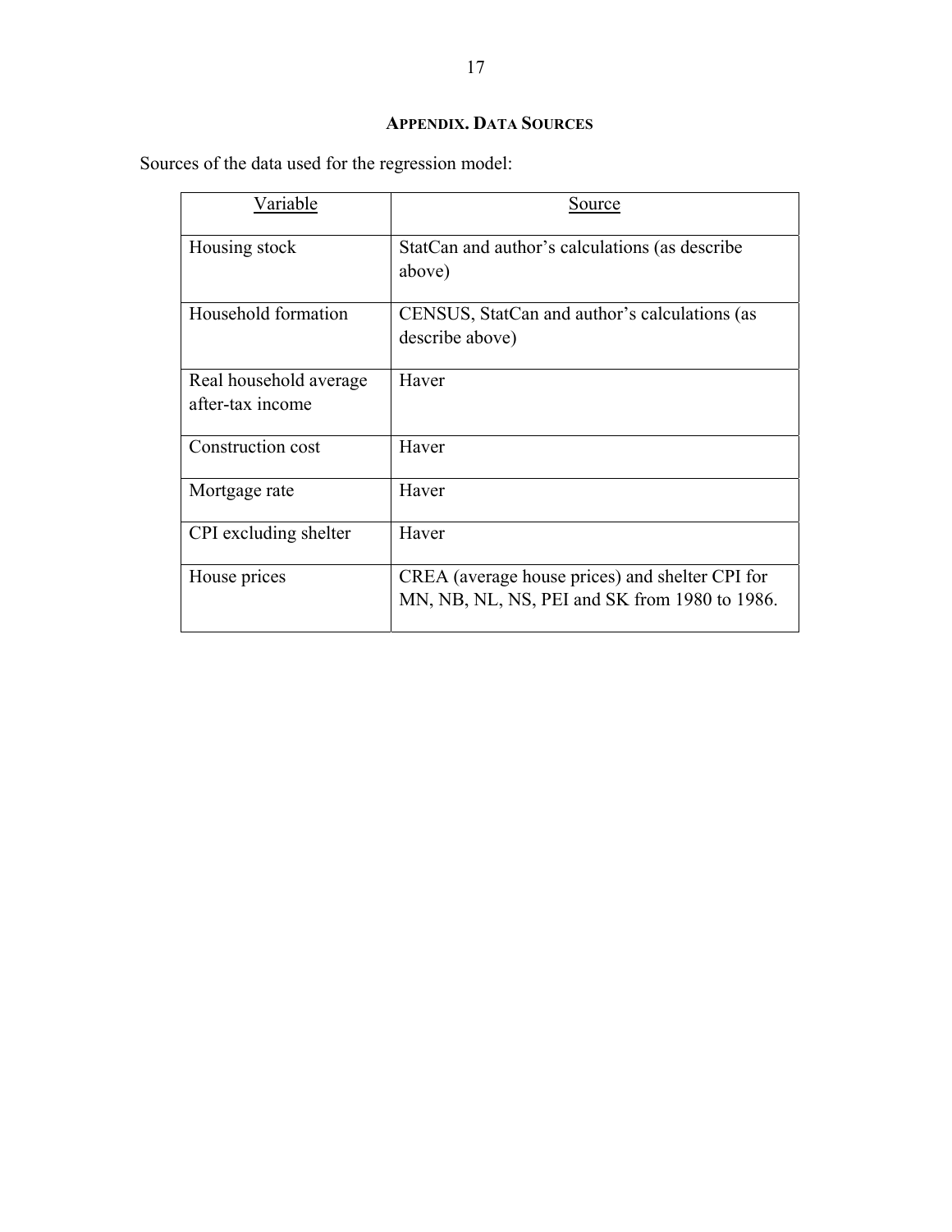## APPENDIX. DATA SOURCES

Sources of the data used for the regression model:

| Variable | Source |
|---|---|
| Housing stock | StatCan and author's calculations (as describe above) |
| Household formation | CENSUS, StatCan and author's calculations (as describe above) |
| Real household average after-tax income | Haver |
| Construction cost | Haver |
| Mortgage rate | Haver |
| CPI excluding shelter | Haver |
| House prices | CREA (average house prices) and shelter CPI for MN, NB, NL, NS, PEI and SK from 1980 to 1986. |